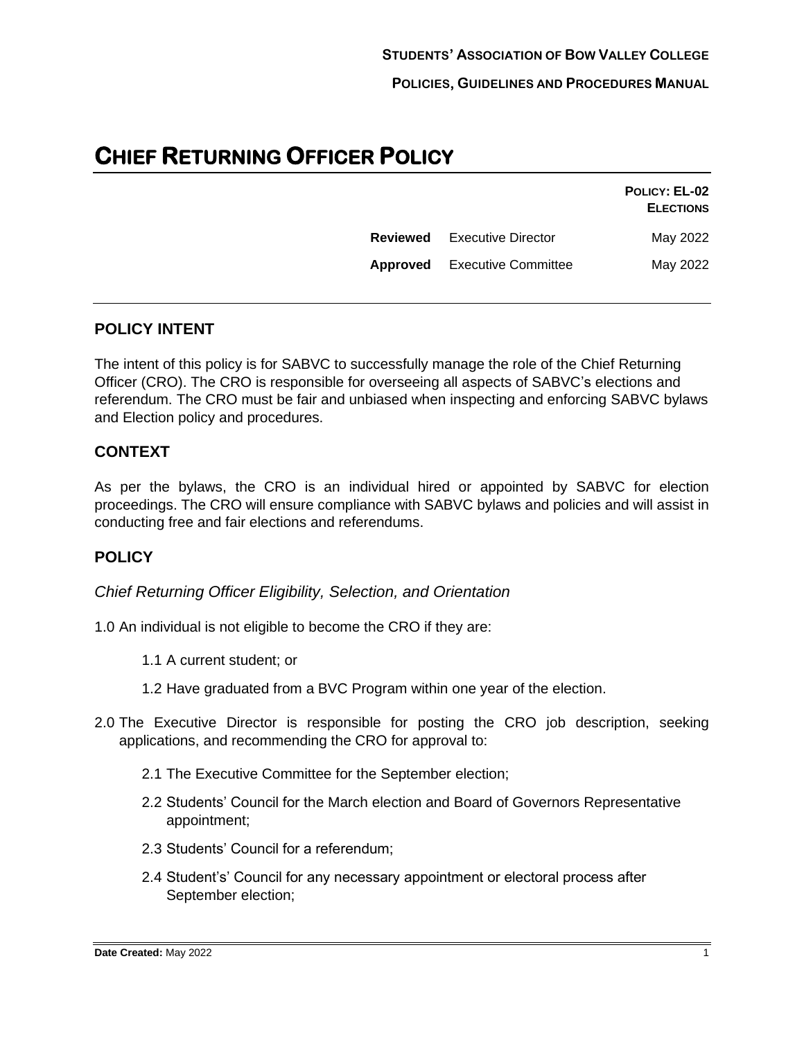# CHIEF RETURNING OFFICER POLICY

**POLICY: EL-02**
**ELECTIONS**

| | | |
|---|---|---|
| **Reviewed** | Executive Director | May 2022 |
| **Approved** | Executive Committee | May 2022 |

## POLICY INTENT

The intent of this policy is for SABVC to successfully manage the role of the Chief Returning Officer (CRO). The CRO is responsible for overseeing all aspects of SABVC's elections and referendum. The CRO must be fair and unbiased when inspecting and enforcing SABVC bylaws and Election policy and procedures.

## CONTEXT

As per the bylaws, the CRO is an individual hired or appointed by SABVC for election proceedings. The CRO will ensure compliance with SABVC bylaws and policies and will assist in conducting free and fair elections and referendums.

## POLICY

*Chief Returning Officer Eligibility, Selection, and Orientation*

1.0 An individual is not eligible to become the CRO if they are:

- 1.1 A current student; or
- 1.2 Have graduated from a BVC Program within one year of the election.

2.0 The Executive Director is responsible for posting the CRO job description, seeking applications, and recommending the CRO for approval to:

- 2.1 The Executive Committee for the September election;
- 2.2 Students' Council for the March election and Board of Governors Representative appointment;
- 2.3 Students' Council for a referendum;
- 2.4 Student's' Council for any necessary appointment or electoral process after September election;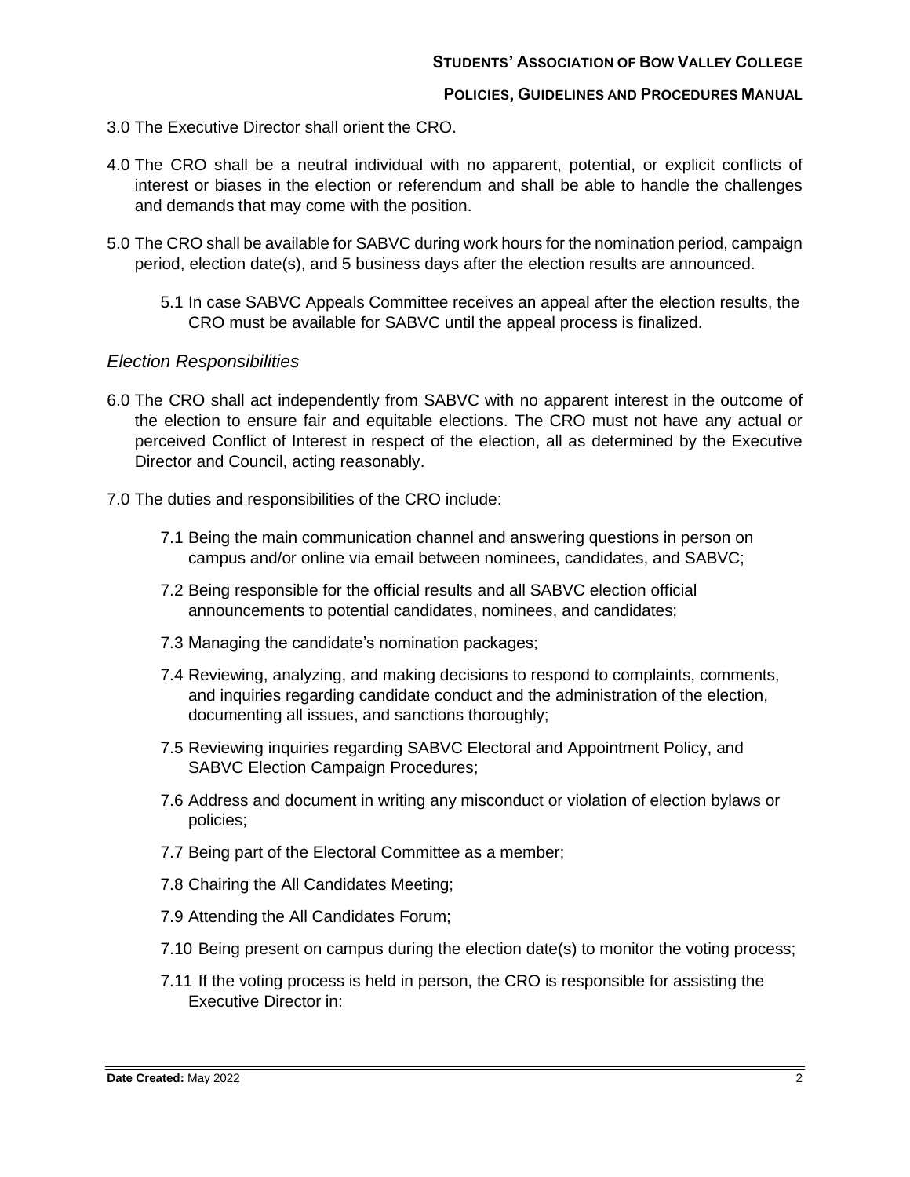3.0 The Executive Director shall orient the CRO.

4.0 The CRO shall be a neutral individual with no apparent, potential, or explicit conflicts of interest or biases in the election or referendum and shall be able to handle the challenges and demands that may come with the position.

5.0 The CRO shall be available for SABVC during work hours for the nomination period, campaign period, election date(s), and 5 business days after the election results are announced.

> 5.1 In case SABVC Appeals Committee receives an appeal after the election results, the CRO must be available for SABVC until the appeal process is finalized.

### *Election Responsibilities*

6.0 The CRO shall act independently from SABVC with no apparent interest in the outcome of the election to ensure fair and equitable elections. The CRO must not have any actual or perceived Conflict of Interest in respect of the election, all as determined by the Executive Director and Council, acting reasonably.

7.0 The duties and responsibilities of the CRO include:

> 7.1 Being the main communication channel and answering questions in person on campus and/or online via email between nominees, candidates, and SABVC;
>
> 7.2 Being responsible for the official results and all SABVC election official announcements to potential candidates, nominees, and candidates;
>
> 7.3 Managing the candidate's nomination packages;
>
> 7.4 Reviewing, analyzing, and making decisions to respond to complaints, comments, and inquiries regarding candidate conduct and the administration of the election, documenting all issues, and sanctions thoroughly;
>
> 7.5 Reviewing inquiries regarding SABVC Electoral and Appointment Policy, and SABVC Election Campaign Procedures;
>
> 7.6 Address and document in writing any misconduct or violation of election bylaws or policies;
>
> 7.7 Being part of the Electoral Committee as a member;
>
> 7.8 Chairing the All Candidates Meeting;
>
> 7.9 Attending the All Candidates Forum;
>
> 7.10 Being present on campus during the election date(s) to monitor the voting process;
>
> 7.11 If the voting process is held in person, the CRO is responsible for assisting the Executive Director in: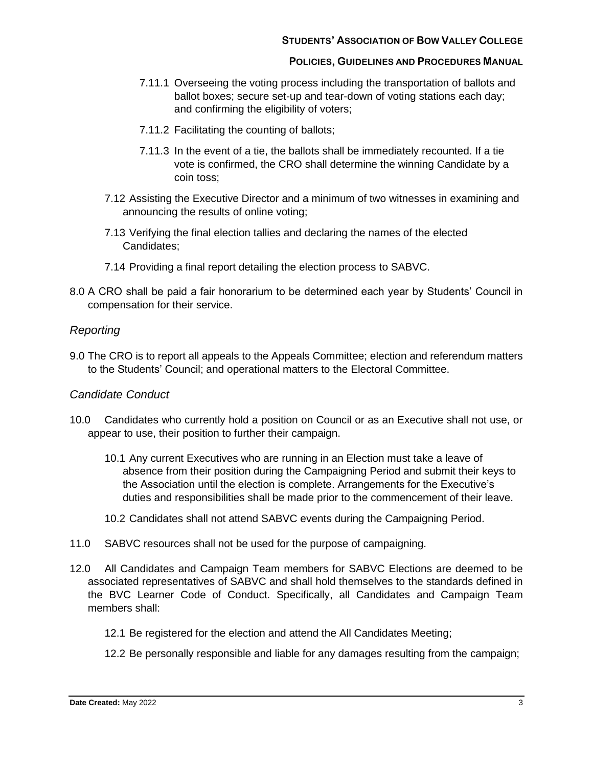7.11.1 Overseeing the voting process including the transportation of ballots and ballot boxes; secure set-up and tear-down of voting stations each day; and confirming the eligibility of voters;

7.11.2 Facilitating the counting of ballots;

7.11.3 In the event of a tie, the ballots shall be immediately recounted. If a tie vote is confirmed, the CRO shall determine the winning Candidate by a coin toss;

7.12 Assisting the Executive Director and a minimum of two witnesses in examining and announcing the results of online voting;

7.13 Verifying the final election tallies and declaring the names of the elected Candidates;

7.14 Providing a final report detailing the election process to SABVC.

8.0 A CRO shall be paid a fair honorarium to be determined each year by Students' Council in compensation for their service.

## *Reporting*

9.0 The CRO is to report all appeals to the Appeals Committee; election and referendum matters to the Students' Council; and operational matters to the Electoral Committee.

## *Candidate Conduct*

10.0 Candidates who currently hold a position on Council or as an Executive shall not use, or appear to use, their position to further their campaign.

10.1 Any current Executives who are running in an Election must take a leave of absence from their position during the Campaigning Period and submit their keys to the Association until the election is complete. Arrangements for the Executive's duties and responsibilities shall be made prior to the commencement of their leave.

10.2 Candidates shall not attend SABVC events during the Campaigning Period.

11.0 SABVC resources shall not be used for the purpose of campaigning.

12.0 All Candidates and Campaign Team members for SABVC Elections are deemed to be associated representatives of SABVC and shall hold themselves to the standards defined in the BVC Learner Code of Conduct. Specifically, all Candidates and Campaign Team members shall:

12.1 Be registered for the election and attend the All Candidates Meeting;

12.2 Be personally responsible and liable for any damages resulting from the campaign;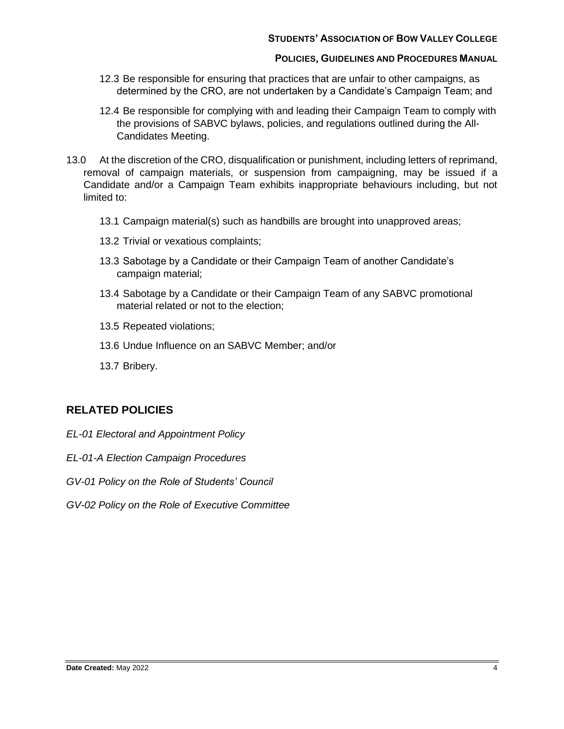12.3 Be responsible for ensuring that practices that are unfair to other campaigns, as determined by the CRO, are not undertaken by a Candidate's Campaign Team; and

12.4 Be responsible for complying with and leading their Campaign Team to comply with the provisions of SABVC bylaws, policies, and regulations outlined during the All-Candidates Meeting.

13.0 At the discretion of the CRO, disqualification or punishment, including letters of reprimand, removal of campaign materials, or suspension from campaigning, may be issued if a Candidate and/or a Campaign Team exhibits inappropriate behaviours including, but not limited to:

13.1 Campaign material(s) such as handbills are brought into unapproved areas;

13.2 Trivial or vexatious complaints;

13.3 Sabotage by a Candidate or their Campaign Team of another Candidate's campaign material;

13.4 Sabotage by a Candidate or their Campaign Team of any SABVC promotional material related or not to the election;

13.5 Repeated violations;

13.6 Undue Influence on an SABVC Member; and/or

13.7 Bribery.

## RELATED POLICIES

*EL-01 Electoral and Appointment Policy*

*EL-01-A Election Campaign Procedures*

*GV-01 Policy on the Role of Students' Council*

*GV-02 Policy on the Role of Executive Committee*